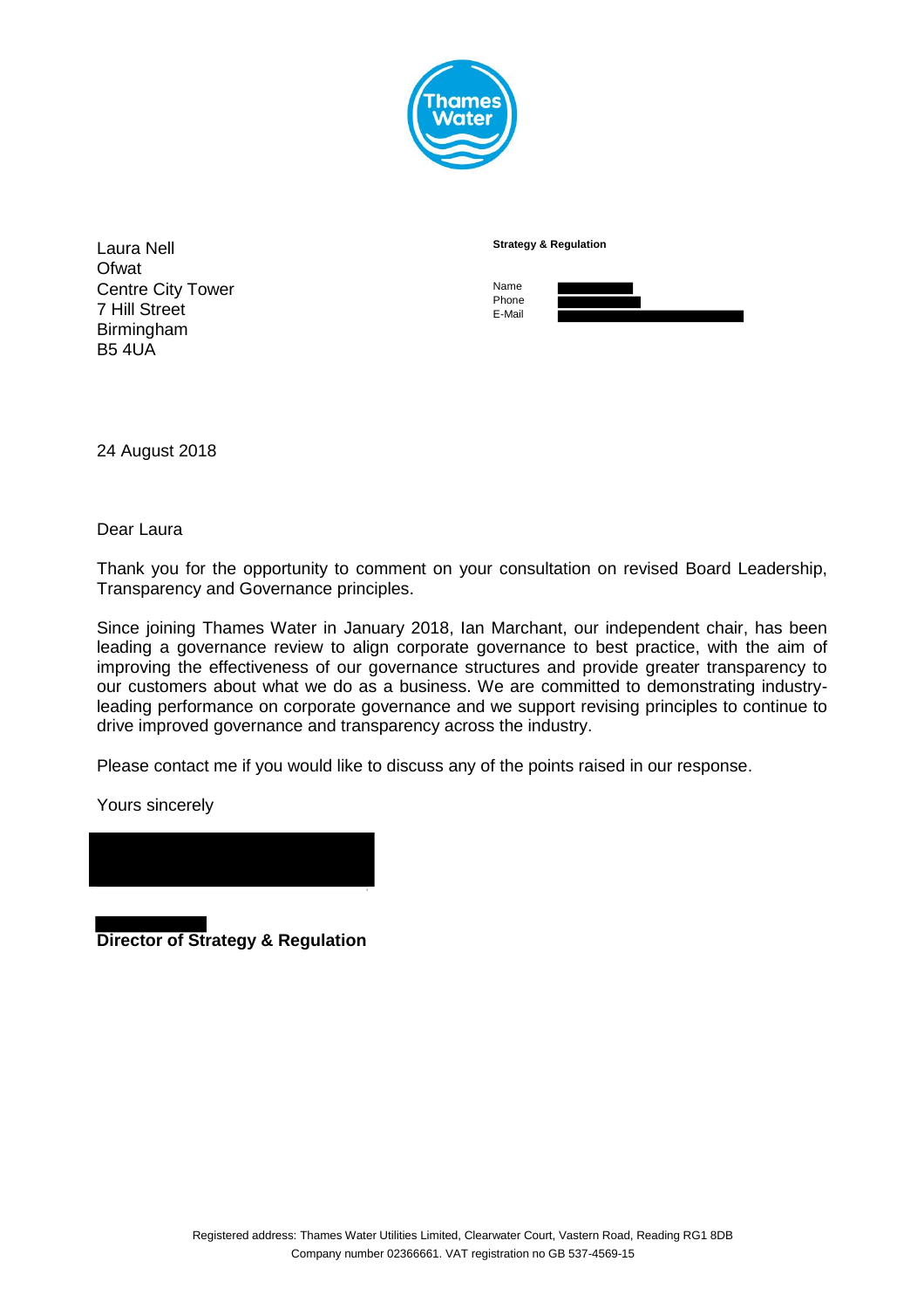Laura Nell
Ofwat
Centre City Tower
7 Hill Street
Birmingham
B5 4UA

**Strategy & Regulation**

Name
Phone
E-Mail

24 August 2018

Dear Laura

Thank you for the opportunity to comment on your consultation on revised Board Leadership, Transparency and Governance principles.

Since joining Thames Water in January 2018, Ian Marchant, our independent chair, has been leading a governance review to align corporate governance to best practice, with the aim of improving the effectiveness of our governance structures and provide greater transparency to our customers about what we do as a business. We are committed to demonstrating industry-leading performance on corporate governance and we support revising principles to continue to drive improved governance and transparency across the industry.

Please contact me if you would like to discuss any of the points raised in our response.

Yours sincerely

**Director of Strategy & Regulation**

Registered address: Thames Water Utilities Limited, Clearwater Court, Vastern Road, Reading RG1 8DB
Company number 02366661. VAT registration no GB 537-4569-15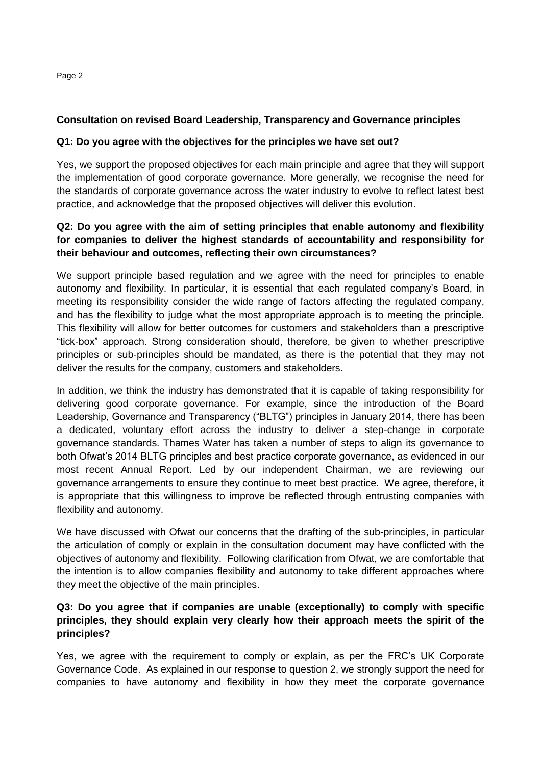**Consultation on revised Board Leadership, Transparency and Governance principles**

**Q1: Do you agree with the objectives for the principles we have set out?**

Yes, we support the proposed objectives for each main principle and agree that they will support the implementation of good corporate governance. More generally, we recognise the need for the standards of corporate governance across the water industry to evolve to reflect latest best practice, and acknowledge that the proposed objectives will deliver this evolution.

**Q2: Do you agree with the aim of setting principles that enable autonomy and flexibility for companies to deliver the highest standards of accountability and responsibility for their behaviour and outcomes, reflecting their own circumstances?**

We support principle based regulation and we agree with the need for principles to enable autonomy and flexibility. In particular, it is essential that each regulated company's Board, in meeting its responsibility consider the wide range of factors affecting the regulated company, and has the flexibility to judge what the most appropriate approach is to meeting the principle. This flexibility will allow for better outcomes for customers and stakeholders than a prescriptive "tick-box" approach. Strong consideration should, therefore, be given to whether prescriptive principles or sub-principles should be mandated, as there is the potential that they may not deliver the results for the company, customers and stakeholders.

In addition, we think the industry has demonstrated that it is capable of taking responsibility for delivering good corporate governance. For example, since the introduction of the Board Leadership, Governance and Transparency ("BLTG") principles in January 2014, there has been a dedicated, voluntary effort across the industry to deliver a step-change in corporate governance standards. Thames Water has taken a number of steps to align its governance to both Ofwat's 2014 BLTG principles and best practice corporate governance, as evidenced in our most recent Annual Report. Led by our independent Chairman, we are reviewing our governance arrangements to ensure they continue to meet best practice. We agree, therefore, it is appropriate that this willingness to improve be reflected through entrusting companies with flexibility and autonomy.

We have discussed with Ofwat our concerns that the drafting of the sub-principles, in particular the articulation of comply or explain in the consultation document may have conflicted with the objectives of autonomy and flexibility. Following clarification from Ofwat, we are comfortable that the intention is to allow companies flexibility and autonomy to take different approaches where they meet the objective of the main principles.

**Q3: Do you agree that if companies are unable (exceptionally) to comply with specific principles, they should explain very clearly how their approach meets the spirit of the principles?**

Yes, we agree with the requirement to comply or explain, as per the FRC's UK Corporate Governance Code. As explained in our response to question 2, we strongly support the need for companies to have autonomy and flexibility in how they meet the corporate governance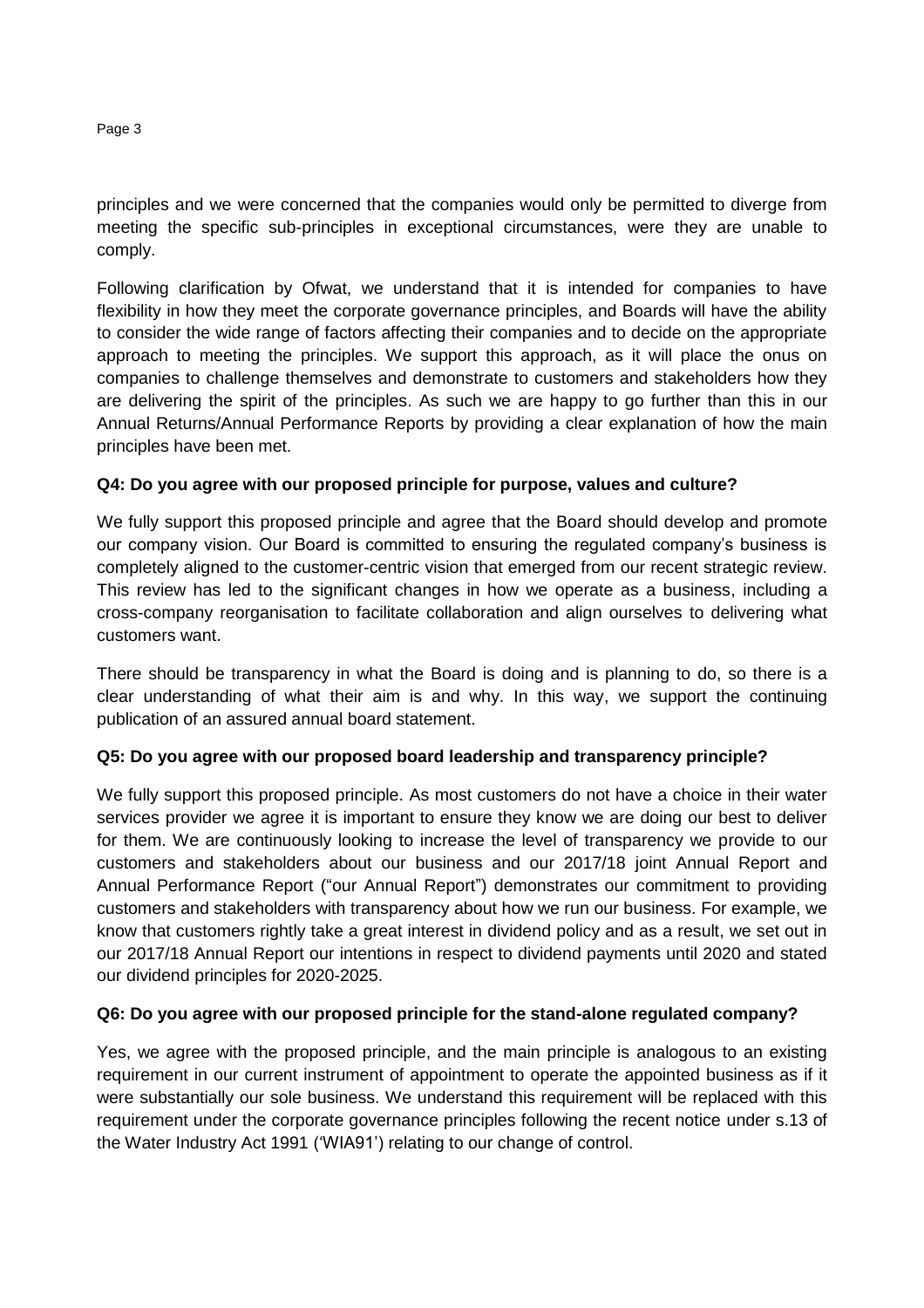principles and we were concerned that the companies would only be permitted to diverge from meeting the specific sub-principles in exceptional circumstances, were they are unable to comply.

Following clarification by Ofwat, we understand that it is intended for companies to have flexibility in how they meet the corporate governance principles, and Boards will have the ability to consider the wide range of factors affecting their companies and to decide on the appropriate approach to meeting the principles. We support this approach, as it will place the onus on companies to challenge themselves and demonstrate to customers and stakeholders how they are delivering the spirit of the principles. As such we are happy to go further than this in our Annual Returns/Annual Performance Reports by providing a clear explanation of how the main principles have been met.

**Q4: Do you agree with our proposed principle for purpose, values and culture?**

We fully support this proposed principle and agree that the Board should develop and promote our company vision. Our Board is committed to ensuring the regulated company's business is completely aligned to the customer-centric vision that emerged from our recent strategic review. This review has led to the significant changes in how we operate as a business, including a cross-company reorganisation to facilitate collaboration and align ourselves to delivering what customers want.

There should be transparency in what the Board is doing and is planning to do, so there is a clear understanding of what their aim is and why. In this way, we support the continuing publication of an assured annual board statement.

**Q5: Do you agree with our proposed board leadership and transparency principle?**

We fully support this proposed principle. As most customers do not have a choice in their water services provider we agree it is important to ensure they know we are doing our best to deliver for them. We are continuously looking to increase the level of transparency we provide to our customers and stakeholders about our business and our 2017/18 joint Annual Report and Annual Performance Report ("our Annual Report") demonstrates our commitment to providing customers and stakeholders with transparency about how we run our business. For example, we know that customers rightly take a great interest in dividend policy and as a result, we set out in our 2017/18 Annual Report our intentions in respect to dividend payments until 2020 and stated our dividend principles for 2020-2025.

**Q6: Do you agree with our proposed principle for the stand-alone regulated company?**

Yes, we agree with the proposed principle, and the main principle is analogous to an existing requirement in our current instrument of appointment to operate the appointed business as if it were substantially our sole business. We understand this requirement will be replaced with this requirement under the corporate governance principles following the recent notice under s.13 of the Water Industry Act 1991 ('WIA91') relating to our change of control.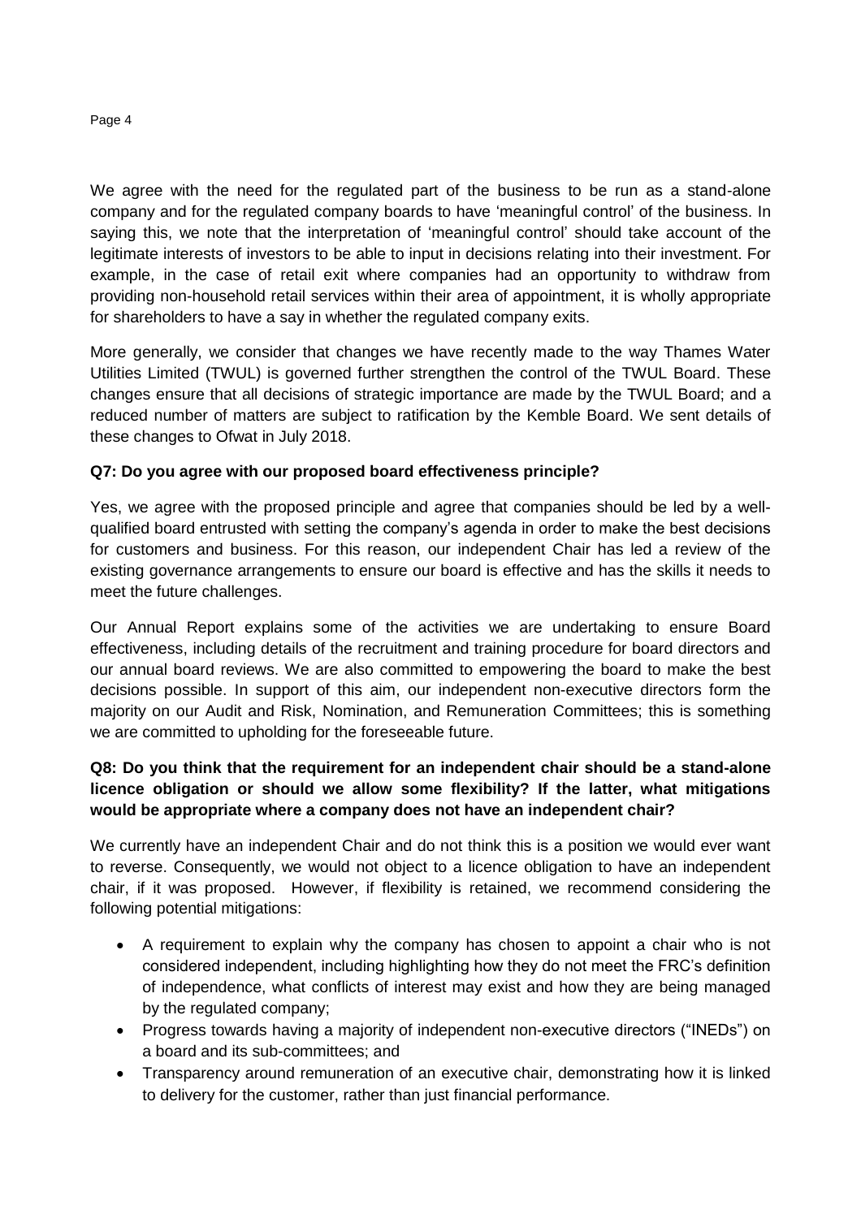We agree with the need for the regulated part of the business to be run as a stand-alone company and for the regulated company boards to have 'meaningful control' of the business. In saying this, we note that the interpretation of 'meaningful control' should take account of the legitimate interests of investors to be able to input in decisions relating into their investment. For example, in the case of retail exit where companies had an opportunity to withdraw from providing non-household retail services within their area of appointment, it is wholly appropriate for shareholders to have a say in whether the regulated company exits.

More generally, we consider that changes we have recently made to the way Thames Water Utilities Limited (TWUL) is governed further strengthen the control of the TWUL Board. These changes ensure that all decisions of strategic importance are made by the TWUL Board; and a reduced number of matters are subject to ratification by the Kemble Board. We sent details of these changes to Ofwat in July 2018.

**Q7: Do you agree with our proposed board effectiveness principle?**

Yes, we agree with the proposed principle and agree that companies should be led by a well-qualified board entrusted with setting the company's agenda in order to make the best decisions for customers and business. For this reason, our independent Chair has led a review of the existing governance arrangements to ensure our board is effective and has the skills it needs to meet the future challenges.

Our Annual Report explains some of the activities we are undertaking to ensure Board effectiveness, including details of the recruitment and training procedure for board directors and our annual board reviews. We are also committed to empowering the board to make the best decisions possible. In support of this aim, our independent non-executive directors form the majority on our Audit and Risk, Nomination, and Remuneration Committees; this is something we are committed to upholding for the foreseeable future.

**Q8: Do you think that the requirement for an independent chair should be a stand-alone licence obligation or should we allow some flexibility? If the latter, what mitigations would be appropriate where a company does not have an independent chair?**

We currently have an independent Chair and do not think this is a position we would ever want to reverse. Consequently, we would not object to a licence obligation to have an independent chair, if it was proposed. However, if flexibility is retained, we recommend considering the following potential mitigations:

- A requirement to explain why the company has chosen to appoint a chair who is not considered independent, including highlighting how they do not meet the FRC's definition of independence, what conflicts of interest may exist and how they are being managed by the regulated company;
- Progress towards having a majority of independent non-executive directors ("INEDs") on a board and its sub-committees; and
- Transparency around remuneration of an executive chair, demonstrating how it is linked to delivery for the customer, rather than just financial performance.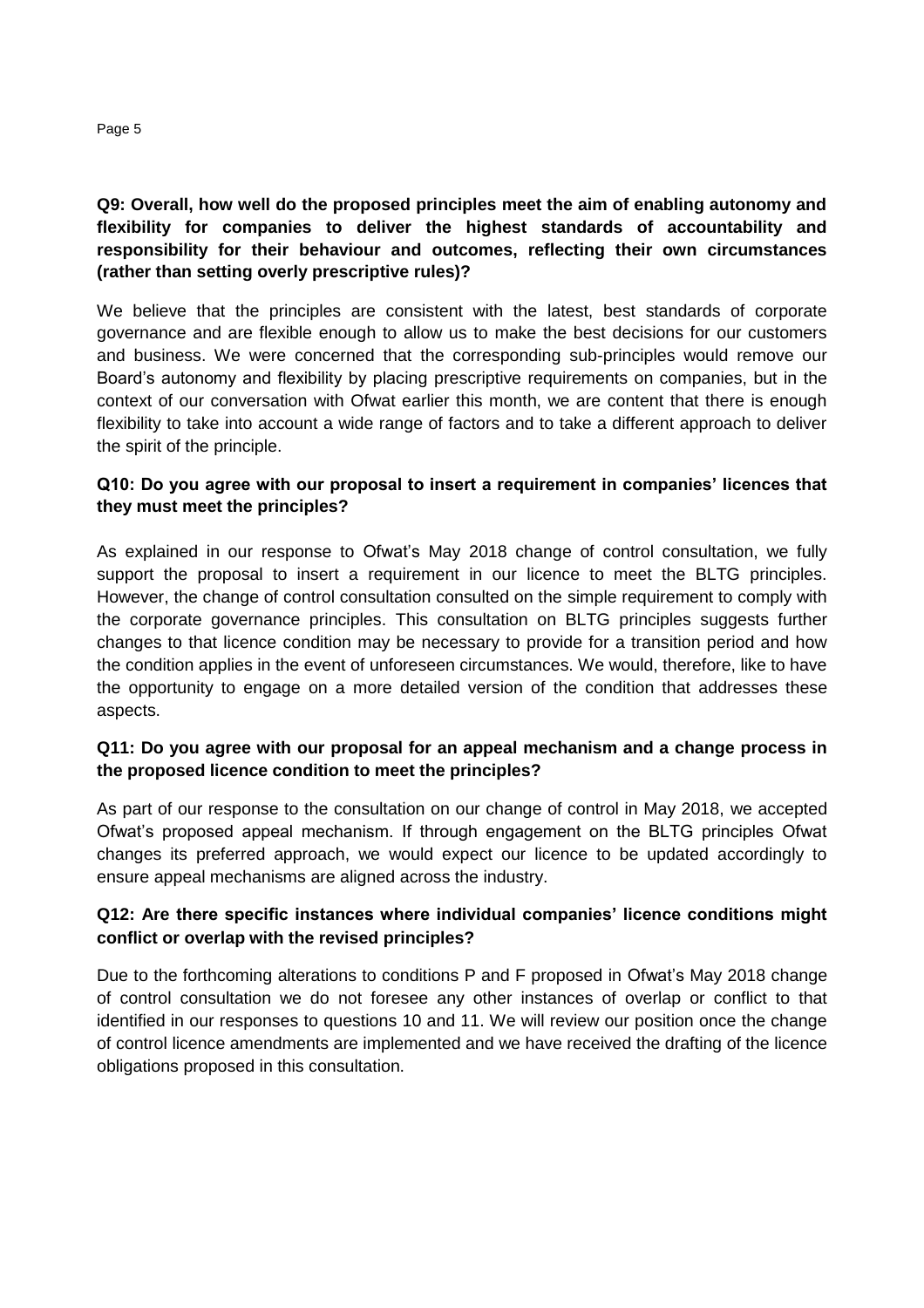**Q9: Overall, how well do the proposed principles meet the aim of enabling autonomy and flexibility for companies to deliver the highest standards of accountability and responsibility for their behaviour and outcomes, reflecting their own circumstances (rather than setting overly prescriptive rules)?**

We believe that the principles are consistent with the latest, best standards of corporate governance and are flexible enough to allow us to make the best decisions for our customers and business. We were concerned that the corresponding sub-principles would remove our Board's autonomy and flexibility by placing prescriptive requirements on companies, but in the context of our conversation with Ofwat earlier this month, we are content that there is enough flexibility to take into account a wide range of factors and to take a different approach to deliver the spirit of the principle.

**Q10: Do you agree with our proposal to insert a requirement in companies' licences that they must meet the principles?**

As explained in our response to Ofwat's May 2018 change of control consultation, we fully support the proposal to insert a requirement in our licence to meet the BLTG principles. However, the change of control consultation consulted on the simple requirement to comply with the corporate governance principles. This consultation on BLTG principles suggests further changes to that licence condition may be necessary to provide for a transition period and how the condition applies in the event of unforeseen circumstances. We would, therefore, like to have the opportunity to engage on a more detailed version of the condition that addresses these aspects.

**Q11: Do you agree with our proposal for an appeal mechanism and a change process in the proposed licence condition to meet the principles?**

As part of our response to the consultation on our change of control in May 2018, we accepted Ofwat's proposed appeal mechanism. If through engagement on the BLTG principles Ofwat changes its preferred approach, we would expect our licence to be updated accordingly to ensure appeal mechanisms are aligned across the industry.

**Q12: Are there specific instances where individual companies' licence conditions might conflict or overlap with the revised principles?**

Due to the forthcoming alterations to conditions P and F proposed in Ofwat's May 2018 change of control consultation we do not foresee any other instances of overlap or conflict to that identified in our responses to questions 10 and 11. We will review our position once the change of control licence amendments are implemented and we have received the drafting of the licence obligations proposed in this consultation.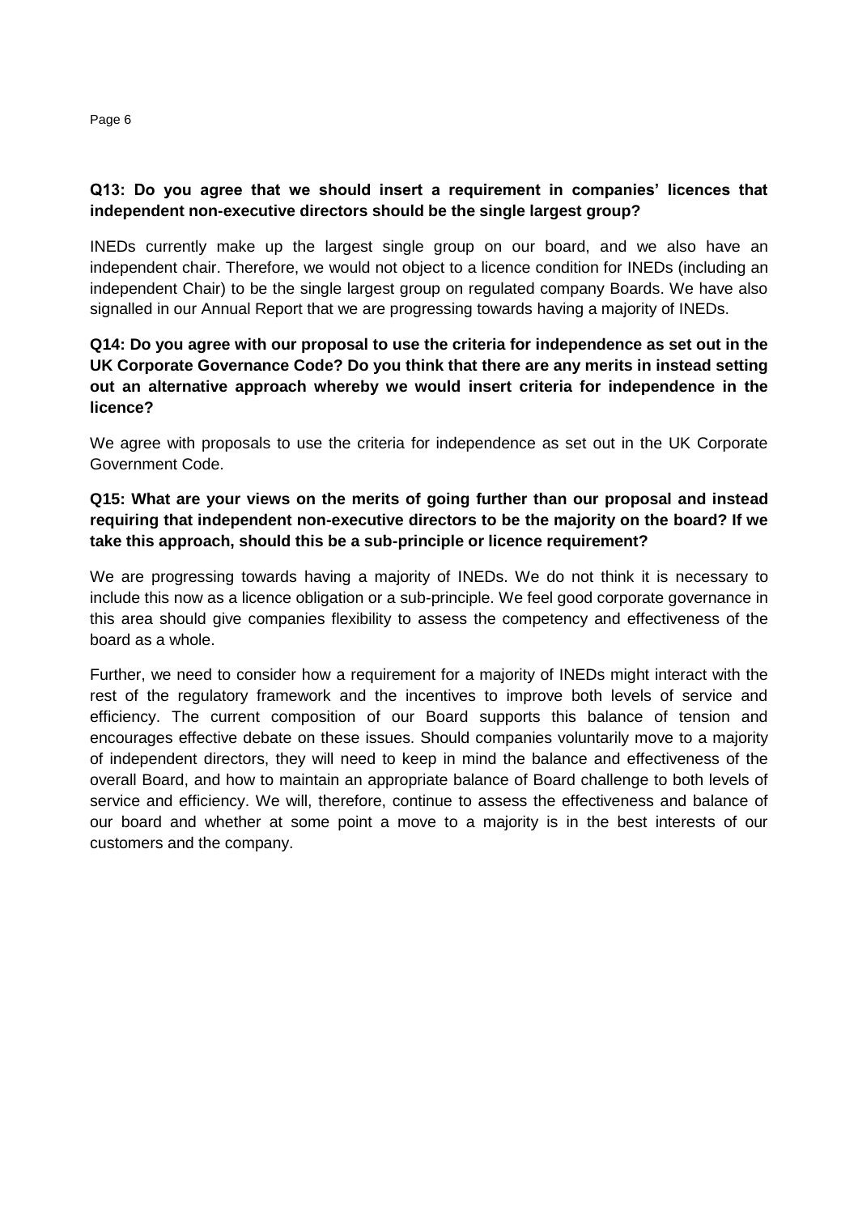**Q13: Do you agree that we should insert a requirement in companies' licences that independent non-executive directors should be the single largest group?**

INEDs currently make up the largest single group on our board, and we also have an independent chair. Therefore, we would not object to a licence condition for INEDs (including an independent Chair) to be the single largest group on regulated company Boards. We have also signalled in our Annual Report that we are progressing towards having a majority of INEDs.

**Q14: Do you agree with our proposal to use the criteria for independence as set out in the UK Corporate Governance Code? Do you think that there are any merits in instead setting out an alternative approach whereby we would insert criteria for independence in the licence?**

We agree with proposals to use the criteria for independence as set out in the UK Corporate Government Code.

**Q15: What are your views on the merits of going further than our proposal and instead requiring that independent non-executive directors to be the majority on the board? If we take this approach, should this be a sub-principle or licence requirement?**

We are progressing towards having a majority of INEDs. We do not think it is necessary to include this now as a licence obligation or a sub-principle. We feel good corporate governance in this area should give companies flexibility to assess the competency and effectiveness of the board as a whole.

Further, we need to consider how a requirement for a majority of INEDs might interact with the rest of the regulatory framework and the incentives to improve both levels of service and efficiency. The current composition of our Board supports this balance of tension and encourages effective debate on these issues. Should companies voluntarily move to a majority of independent directors, they will need to keep in mind the balance and effectiveness of the overall Board, and how to maintain an appropriate balance of Board challenge to both levels of service and efficiency. We will, therefore, continue to assess the effectiveness and balance of our board and whether at some point a move to a majority is in the best interests of our customers and the company.